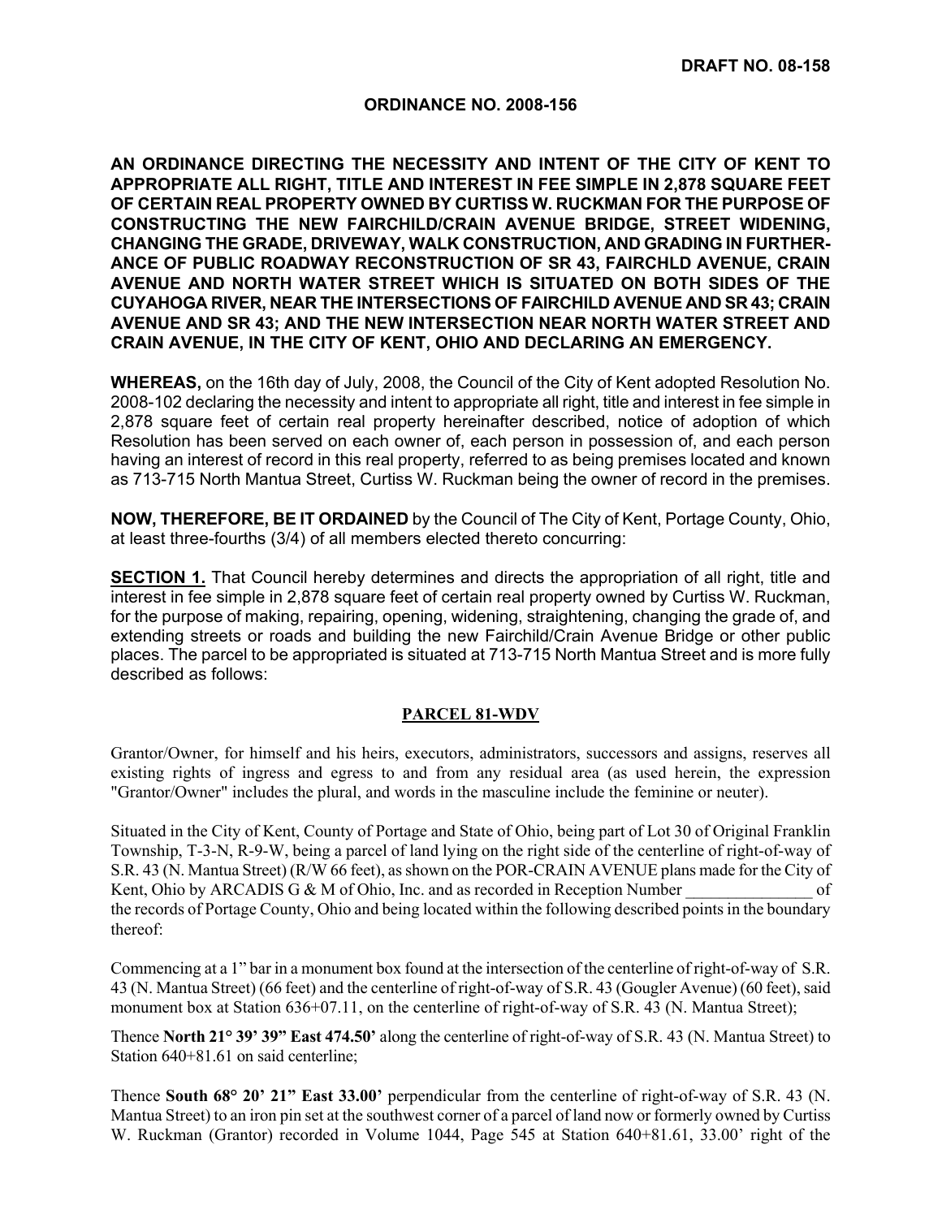**DRAFT NO. 08-158**

**ORDINANCE NO. 2008-156**

**AN ORDINANCE DIRECTING THE NECESSITY AND INTENT OF THE CITY OF KENT TO APPROPRIATE ALL RIGHT, TITLE AND INTEREST IN FEE SIMPLE IN 2,878 SQUARE FEET OF CERTAIN REAL PROPERTY OWNED BY CURTISS W. RUCKMAN FOR THE PURPOSE OF CONSTRUCTING THE NEW FAIRCHILD/CRAIN AVENUE BRIDGE, STREET WIDENING, CHANGING THE GRADE, DRIVEWAY, WALK CONSTRUCTION, AND GRADING IN FURTHERANCE OF PUBLIC ROADWAY RECONSTRUCTION OF SR 43, FAIRCHLD AVENUE, CRAIN AVENUE AND NORTH WATER STREET WHICH IS SITUATED ON BOTH SIDES OF THE CUYAHOGA RIVER, NEAR THE INTERSECTIONS OF FAIRCHILD AVENUE AND SR 43; CRAIN AVENUE AND SR 43; AND THE NEW INTERSECTION NEAR NORTH WATER STREET AND CRAIN AVENUE, IN THE CITY OF KENT, OHIO AND DECLARING AN EMERGENCY.**

**WHEREAS,** on the 16th day of July, 2008, the Council of the City of Kent adopted Resolution No. 2008-102 declaring the necessity and intent to appropriate all right, title and interest in fee simple in 2,878 square feet of certain real property hereinafter described, notice of adoption of which Resolution has been served on each owner of, each person in possession of, and each person having an interest of record in this real property, referred to as being premises located and known as 713-715 North Mantua Street, Curtiss W. Ruckman being the owner of record in the premises.

**NOW, THEREFORE, BE IT ORDAINED** by the Council of The City of Kent, Portage County, Ohio, at least three-fourths (3/4) of all members elected thereto concurring:

**SECTION 1.** That Council hereby determines and directs the appropriation of all right, title and interest in fee simple in 2,878 square feet of certain real property owned by Curtiss W. Ruckman, for the purpose of making, repairing, opening, widening, straightening, changing the grade of, and extending streets or roads and building the new Fairchild/Crain Avenue Bridge or other public places. The parcel to be appropriated is situated at 713-715 North Mantua Street and is more fully described as follows:

**PARCEL 81-WDV**

Grantor/Owner, for himself and his heirs, executors, administrators, successors and assigns, reserves all existing rights of ingress and egress to and from any residual area (as used herein, the expression "Grantor/Owner" includes the plural, and words in the masculine include the feminine or neuter).

Situated in the City of Kent, County of Portage and State of Ohio, being part of Lot 30 of Original Franklin Township, T-3-N, R-9-W, being a parcel of land lying on the right side of the centerline of right-of-way of S.R. 43 (N. Mantua Street) (R/W 66 feet), as shown on the POR-CRAIN AVENUE plans made for the City of Kent, Ohio by ARCADIS G & M of Ohio, Inc. and as recorded in Reception Number _______________ of the records of Portage County, Ohio and being located within the following described points in the boundary thereof:

Commencing at a 1" bar in a monument box found at the intersection of the centerline of right-of-way of S.R. 43 (N. Mantua Street) (66 feet) and the centerline of right-of-way of S.R. 43 (Gougler Avenue) (60 feet), said monument box at Station 636+07.11, on the centerline of right-of-way of S.R. 43 (N. Mantua Street);

Thence **North 21° 39' 39" East 474.50'** along the centerline of right-of-way of S.R. 43 (N. Mantua Street) to Station 640+81.61 on said centerline;

Thence **South 68° 20' 21" East 33.00'** perpendicular from the centerline of right-of-way of S.R. 43 (N. Mantua Street) to an iron pin set at the southwest corner of a parcel of land now or formerly owned by Curtiss W. Ruckman (Grantor) recorded in Volume 1044, Page 545 at Station 640+81.61, 33.00' right of the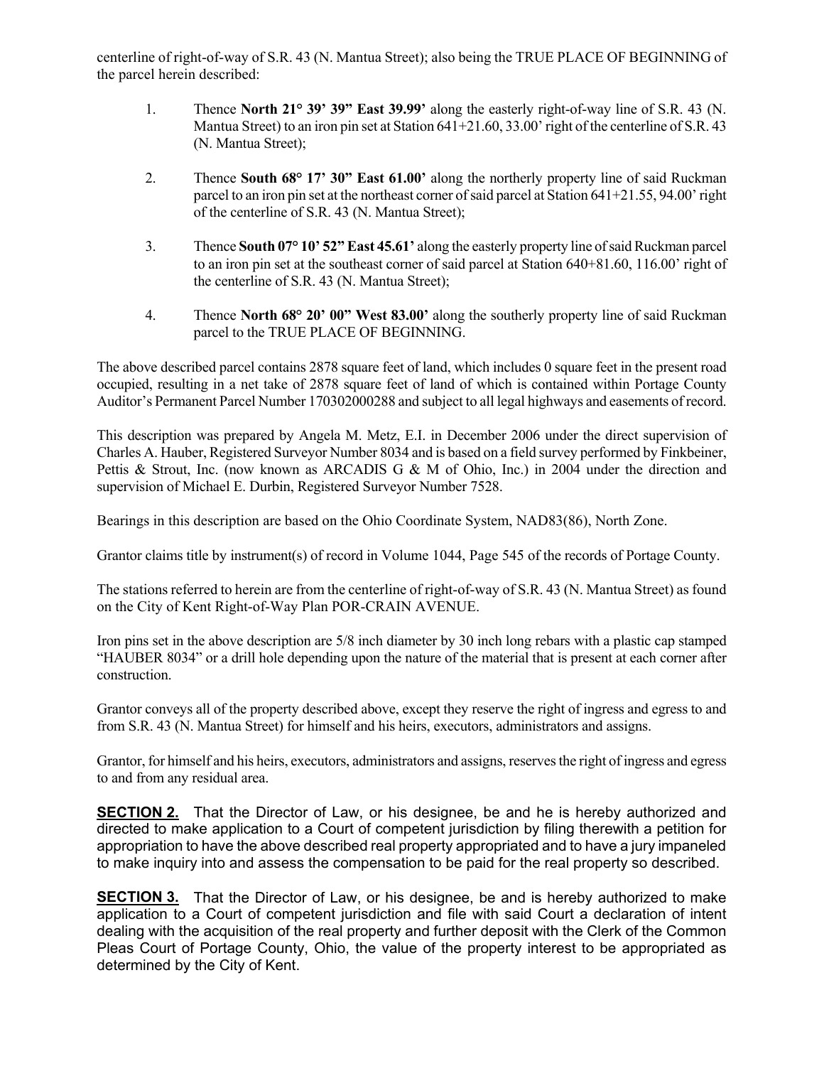centerline of right-of-way of S.R. 43 (N. Mantua Street); also being the TRUE PLACE OF BEGINNING of the parcel herein described:

1. Thence **North 21° 39' 39" East 39.99'** along the easterly right-of-way line of S.R. 43 (N. Mantua Street) to an iron pin set at Station 641+21.60, 33.00' right of the centerline of S.R. 43 (N. Mantua Street);

2. Thence **South 68° 17' 30" East 61.00'** along the northerly property line of said Ruckman parcel to an iron pin set at the northeast corner of said parcel at Station 641+21.55, 94.00' right of the centerline of S.R. 43 (N. Mantua Street);

3. Thence **South 07° 10' 52" East 45.61'** along the easterly property line of said Ruckman parcel to an iron pin set at the southeast corner of said parcel at Station 640+81.60, 116.00' right of the centerline of S.R. 43 (N. Mantua Street);

4. Thence **North 68° 20' 00" West 83.00'** along the southerly property line of said Ruckman parcel to the TRUE PLACE OF BEGINNING.

The above described parcel contains 2878 square feet of land, which includes 0 square feet in the present road occupied, resulting in a net take of 2878 square feet of land of which is contained within Portage County Auditor's Permanent Parcel Number 170302000288 and subject to all legal highways and easements of record.

This description was prepared by Angela M. Metz, E.I. in December 2006 under the direct supervision of Charles A. Hauber, Registered Surveyor Number 8034 and is based on a field survey performed by Finkbeiner, Pettis & Strout, Inc. (now known as ARCADIS G & M of Ohio, Inc.) in 2004 under the direction and supervision of Michael E. Durbin, Registered Surveyor Number 7528.

Bearings in this description are based on the Ohio Coordinate System, NAD83(86), North Zone.

Grantor claims title by instrument(s) of record in Volume 1044, Page 545 of the records of Portage County.

The stations referred to herein are from the centerline of right-of-way of S.R. 43 (N. Mantua Street) as found on the City of Kent Right-of-Way Plan POR-CRAIN AVENUE.

Iron pins set in the above description are 5/8 inch diameter by 30 inch long rebars with a plastic cap stamped "HAUBER 8034" or a drill hole depending upon the nature of the material that is present at each corner after construction.

Grantor conveys all of the property described above, except they reserve the right of ingress and egress to and from S.R. 43 (N. Mantua Street) for himself and his heirs, executors, administrators and assigns.

Grantor, for himself and his heirs, executors, administrators and assigns, reserves the right of ingress and egress to and from any residual area.

**SECTION 2.** That the Director of Law, or his designee, be and he is hereby authorized and directed to make application to a Court of competent jurisdiction by filing therewith a petition for appropriation to have the above described real property appropriated and to have a jury impaneled to make inquiry into and assess the compensation to be paid for the real property so described.

**SECTION 3.** That the Director of Law, or his designee, be and is hereby authorized to make application to a Court of competent jurisdiction and file with said Court a declaration of intent dealing with the acquisition of the real property and further deposit with the Clerk of the Common Pleas Court of Portage County, Ohio, the value of the property interest to be appropriated as determined by the City of Kent.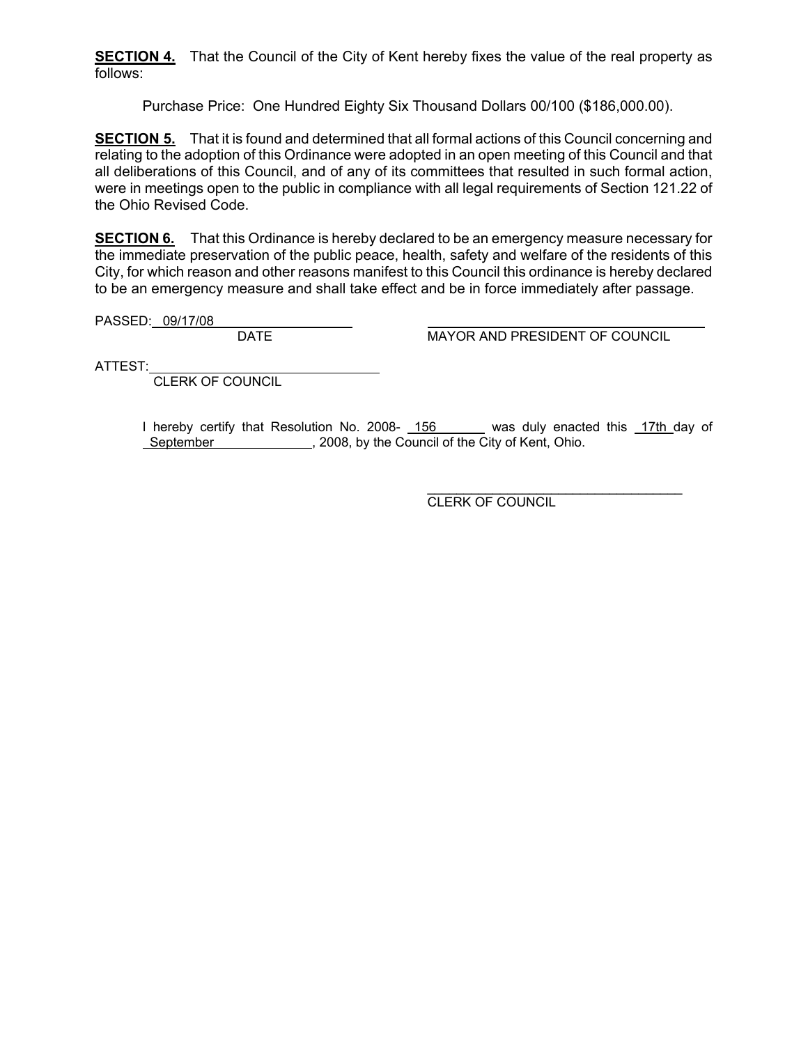**SECTION 4.** That the Council of the City of Kent hereby fixes the value of the real property as follows:

Purchase Price: One Hundred Eighty Six Thousand Dollars 00/100 ($186,000.00).

**SECTION 5.** That it is found and determined that all formal actions of this Council concerning and relating to the adoption of this Ordinance were adopted in an open meeting of this Council and that all deliberations of this Council, and of any of its committees that resulted in such formal action, were in meetings open to the public in compliance with all legal requirements of Section 121.22 of the Ohio Revised Code.

**SECTION 6.** That this Ordinance is hereby declared to be an emergency measure necessary for the immediate preservation of the public peace, health, safety and welfare of the residents of this City, for which reason and other reasons manifest to this Council this ordinance is hereby declared to be an emergency measure and shall take effect and be in force immediately after passage.

PASSED: 09/17/08
DATE

_______________________________
MAYOR AND PRESIDENT OF COUNCIL

ATTEST: _______________________________
CLERK OF COUNCIL

I hereby certify that Resolution No. 2008- 156 was duly enacted this 17th day of September, 2008, by the Council of the City of Kent, Ohio.

_______________________________
CLERK OF COUNCIL